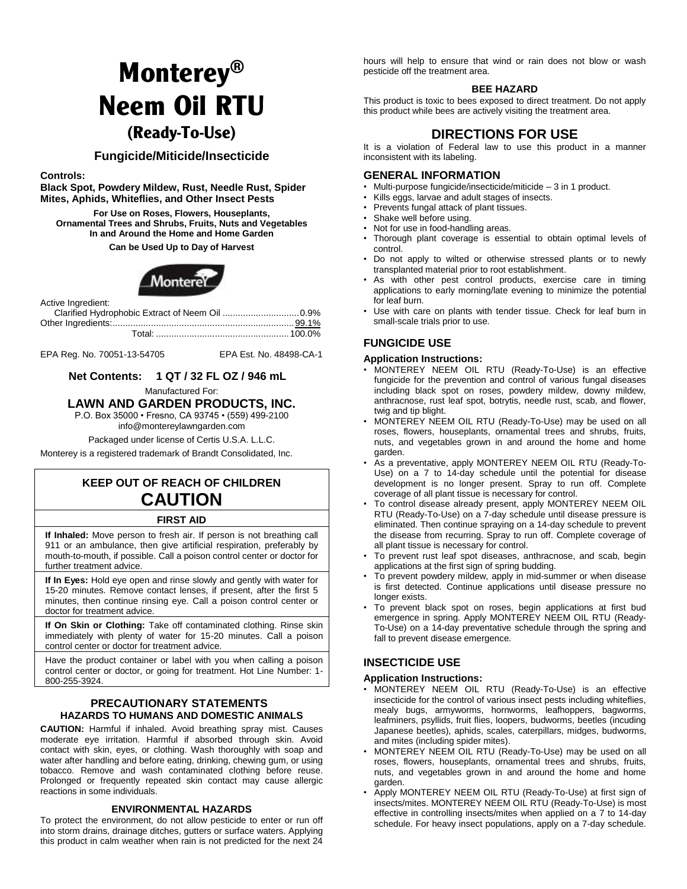# Monterey®
# Neem Oil RTU
## (Ready-To-Use)

### Fungicide/Miticide/Insecticide

**Controls:**
**Black Spot, Powdery Mildew, Rust, Needle Rust, Spider Mites, Aphids, Whiteflies, and Other Insect Pests**

**For Use on Roses, Flowers, Houseplants, Ornamental Trees and Shrubs, Fruits, Nuts and Vegetables In and Around the Home and Home Garden**

**Can be Used Up to Day of Harvest**

Active Ingredient:

| | |
|---|---|
| Clarified Hydrophobic Extract of Neem Oil | 0.9% |
| Other Ingredients: | 99.1% |
| Total: | 100.0% |

EPA Reg. No. 70051-13-54705 EPA Est. No. 48498-CA-1

**Net Contents: 1 QT / 32 FL OZ / 946 mL**

Manufactured For:

**LAWN AND GARDEN PRODUCTS, INC.**

P.O. Box 35000 • Fresno, CA 93745 • (559) 499-2100
info@montereylawngarden.com

Packaged under license of Certis U.S.A. L.L.C.

Monterey is a registered trademark of Brandt Consolidated, Inc.

## KEEP OUT OF REACH OF CHILDREN
## CAUTION

### FIRST AID

**If Inhaled:** Move person to fresh air. If person is not breathing call 911 or an ambulance, then give artificial respiration, preferably by mouth-to-mouth, if possible. Call a poison control center or doctor for further treatment advice.

**If In Eyes:** Hold eye open and rinse slowly and gently with water for 15-20 minutes. Remove contact lenses, if present, after the first 5 minutes, then continue rinsing eye. Call a poison control center or doctor for treatment advice.

**If On Skin or Clothing:** Take off contaminated clothing. Rinse skin immediately with plenty of water for 15-20 minutes. Call a poison control center or doctor for treatment advice.

Have the product container or label with you when calling a poison control center or doctor, or going for treatment. Hot Line Number: 1-800-255-3924.

### PRECAUTIONARY STATEMENTS
#### HAZARDS TO HUMANS AND DOMESTIC ANIMALS

**CAUTION:** Harmful if inhaled. Avoid breathing spray mist. Causes moderate eye irritation. Harmful if absorbed through skin. Avoid contact with skin, eyes, or clothing. Wash thoroughly with soap and water after handling and before eating, drinking, chewing gum, or using tobacco. Remove and wash contaminated clothing before reuse. Prolonged or frequently repeated skin contact may cause allergic reactions in some individuals.

#### ENVIRONMENTAL HAZARDS

To protect the environment, do not allow pesticide to enter or run off into storm drains, drainage ditches, gutters or surface waters. Applying this product in calm weather when rain is not predicted for the next 24 hours will help to ensure that wind or rain does not blow or wash pesticide off the treatment area.

#### BEE HAZARD

This product is toxic to bees exposed to direct treatment. Do not apply this product while bees are actively visiting the treatment area.

## DIRECTIONS FOR USE

It is a violation of Federal law to use this product in a manner inconsistent with its labeling.

### GENERAL INFORMATION

- Multi-purpose fungicide/insecticide/miticide – 3 in 1 product.
- Kills eggs, larvae and adult stages of insects.
- Prevents fungal attack of plant tissues.
- Shake well before using.
- Not for use in food-handling areas.
- Thorough plant coverage is essential to obtain optimal levels of control.
- Do not apply to wilted or otherwise stressed plants or to newly transplanted material prior to root establishment.
- As with other pest control products, exercise care in timing applications to early morning/late evening to minimize the potential for leaf burn.
- Use with care on plants with tender tissue. Check for leaf burn in small-scale trials prior to use.

### FUNGICIDE USE

**Application Instructions:**

- MONTEREY NEEM OIL RTU (Ready-To-Use) is an effective fungicide for the prevention and control of various fungal diseases including black spot on roses, powdery mildew, downy mildew, anthracnose, rust leaf spot, botrytis, needle rust, scab, and flower, twig and tip blight.
- MONTEREY NEEM OIL RTU (Ready-To-Use) may be used on all roses, flowers, houseplants, ornamental trees and shrubs, fruits, nuts, and vegetables grown in and around the home and home garden.
- As a preventative, apply MONTEREY NEEM OIL RTU (Ready-To-Use) on a 7 to 14-day schedule until the potential for disease development is no longer present. Spray to run off. Complete coverage of all plant tissue is necessary for control.
- To control disease already present, apply MONTEREY NEEM OIL RTU (Ready-To-Use) on a 7-day schedule until disease pressure is eliminated. Then continue spraying on a 14-day schedule to prevent the disease from recurring. Spray to run off. Complete coverage of all plant tissue is necessary for control.
- To prevent rust leaf spot diseases, anthracnose, and scab, begin applications at the first sign of spring budding.
- To prevent powdery mildew, apply in mid-summer or when disease is first detected. Continue applications until disease pressure no longer exists.
- To prevent black spot on roses, begin applications at first bud emergence in spring. Apply MONTEREY NEEM OIL RTU (Ready-To-Use) on a 14-day preventative schedule through the spring and fall to prevent disease emergence.

### INSECTICIDE USE

**Application Instructions:**

- MONTEREY NEEM OIL RTU (Ready-To-Use) is an effective insecticide for the control of various insect pests including whiteflies, mealy bugs, armyworms, hornworms, leafhoppers, bagworms, leafminers, psyllids, fruit flies, loopers, budworms, beetles (incuding Japanese beetles), aphids, scales, caterpillars, midges, budworms, and mites (including spider mites).
- MONTEREY NEEM OIL RTU (Ready-To-Use) may be used on all roses, flowers, houseplants, ornamental trees and shrubs, fruits, nuts, and vegetables grown in and around the home and home garden.
- Apply MONTEREY NEEM OIL RTU (Ready-To-Use) at first sign of insects/mites. MONTEREY NEEM OIL RTU (Ready-To-Use) is most effective in controlling insects/mites when applied on a 7 to 14-day schedule. For heavy insect populations, apply on a 7-day schedule.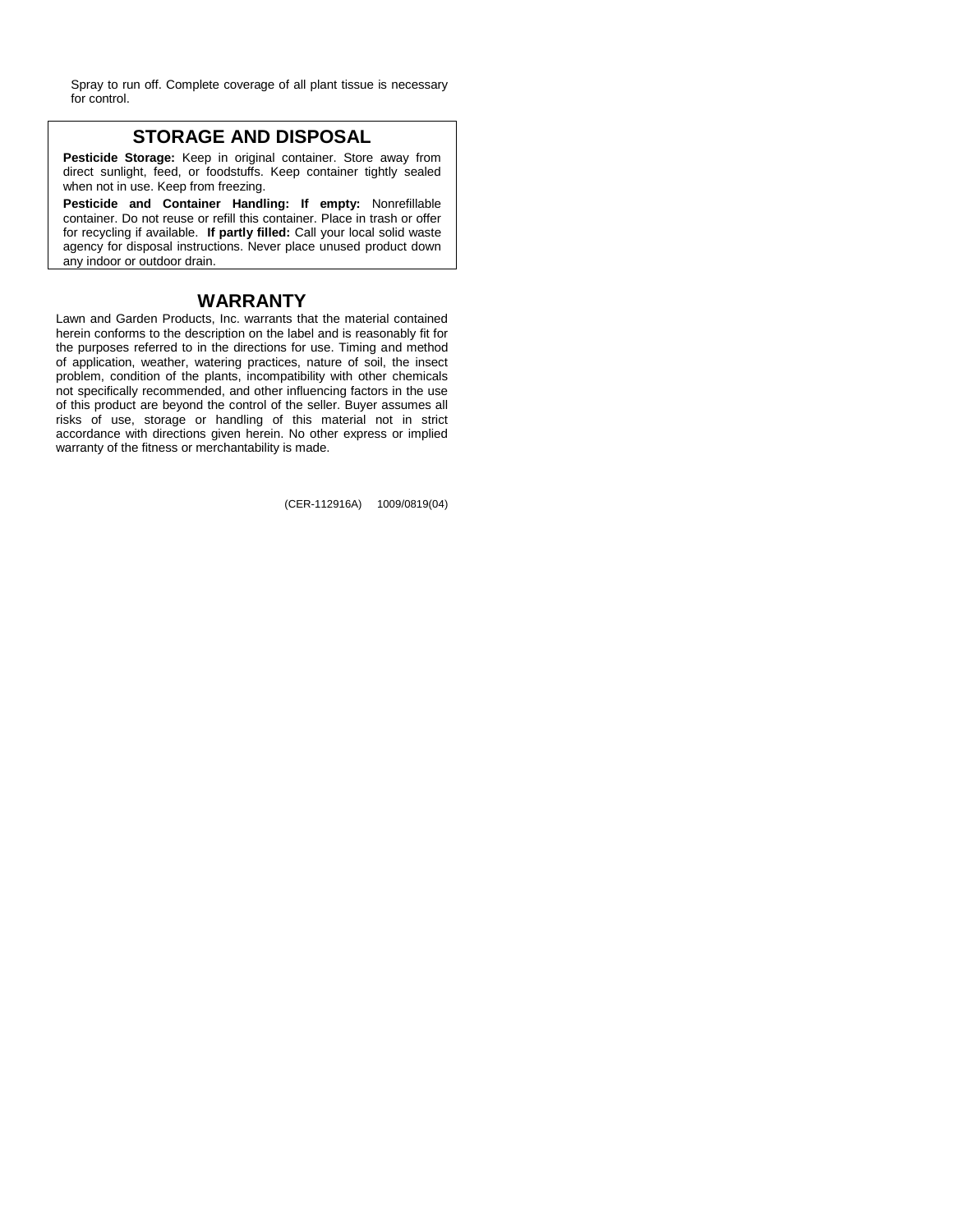Spray to run off. Complete coverage of all plant tissue is necessary for control.

## STORAGE AND DISPOSAL

**Pesticide Storage:** Keep in original container. Store away from direct sunlight, feed, or foodstuffs. Keep container tightly sealed when not in use. Keep from freezing.

**Pesticide and Container Handling: If empty:** Nonrefillable container. Do not reuse or refill this container. Place in trash or offer for recycling if available. **If partly filled:** Call your local solid waste agency for disposal instructions. Never place unused product down any indoor or outdoor drain.

## WARRANTY

Lawn and Garden Products, Inc. warrants that the material contained herein conforms to the description on the label and is reasonably fit for the purposes referred to in the directions for use. Timing and method of application, weather, watering practices, nature of soil, the insect problem, condition of the plants, incompatibility with other chemicals not specifically recommended, and other influencing factors in the use of this product are beyond the control of the seller. Buyer assumes all risks of use, storage or handling of this material not in strict accordance with directions given herein. No other express or implied warranty of the fitness or merchantability is made.

(CER-112916A) 1009/0819(04)